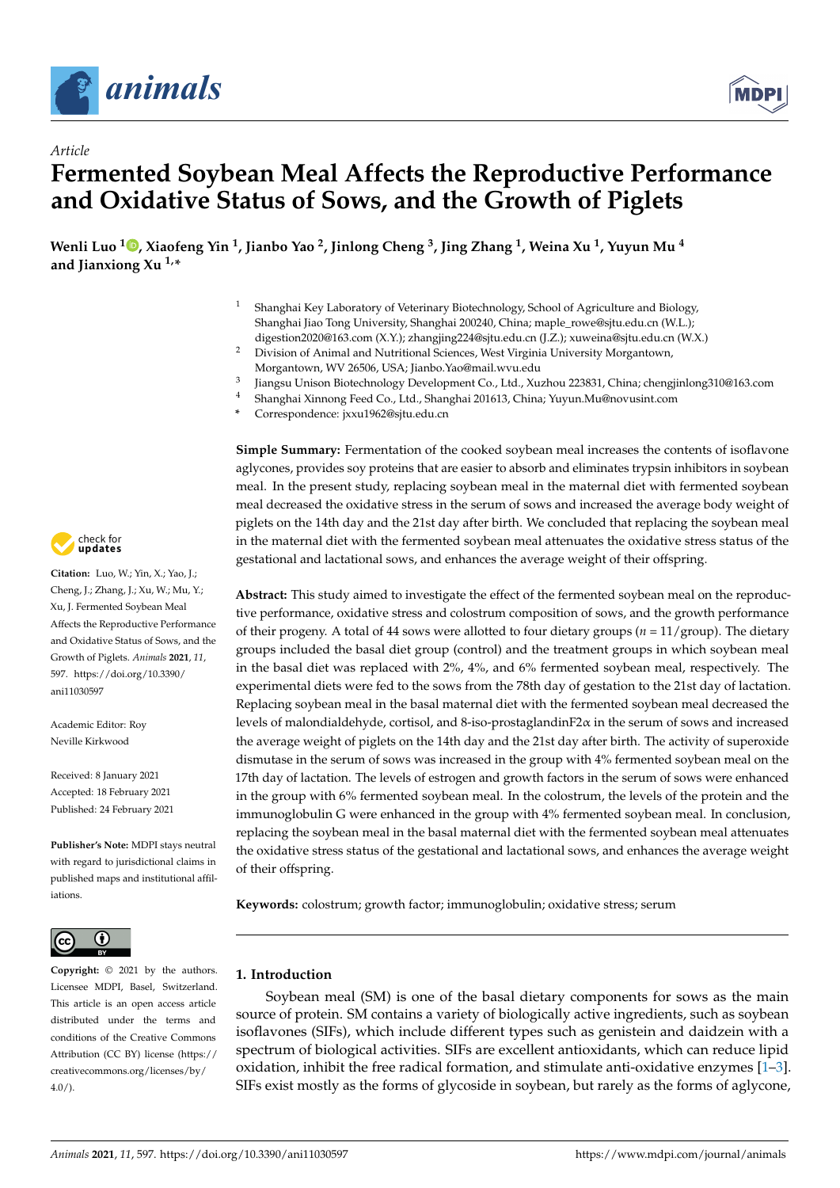*Article*

# Fermented Soybean Meal Affects the Reproductive Performance and Oxidative Status of Sows, and the Growth of Piglets

**Wenli Luo [1], Xiaofeng Yin [1], Jianbo Yao [2], Jinlong Cheng [3], Jing Zhang [1], Weina Xu [1], Yuyun Mu [4] and Jianxiong Xu [1,*]**

[1] Shanghai Key Laboratory of Veterinary Biotechnology, School of Agriculture and Biology, Shanghai Jiao Tong University, Shanghai 200240, China; maple_rowe@sjtu.edu.cn (W.L.); digestion2020@163.com (X.Y.); zhangjing224@sjtu.edu.cn (J.Z.); xuweina@sjtu.edu.cn (W.X.)
[2] Division of Animal and Nutritional Sciences, West Virginia University Morgantown, Morgantown, WV 26506, USA; Jianbo.Yao@mail.wvu.edu
[3] Jiangsu Unison Biotechnology Development Co., Ltd., Xuzhou 223831, China; chengjinlong310@163.com
[4] Shanghai Xinnong Feed Co., Ltd., Shanghai 201613, China; Yuyun.Mu@novusint.com
* Correspondence: jxxu1962@sjtu.edu.cn

**Citation:** Luo, W.; Yin, X.; Yao, J.; Cheng, J.; Zhang, J.; Xu, W.; Mu, Y.; Xu, J. Fermented Soybean Meal Affects the Reproductive Performance and Oxidative Status of Sows, and the Growth of Piglets. *Animals* **2021**, *11*, 597. https://doi.org/10.3390/ani11030597

Academic Editor: Roy Neville Kirkwood

Received: 8 January 2021
Accepted: 18 February 2021
Published: 24 February 2021

**Publisher's Note:** MDPI stays neutral with regard to jurisdictional claims in published maps and institutional affiliations.

**Copyright:** © 2021 by the authors. Licensee MDPI, Basel, Switzerland. This article is an open access article distributed under the terms and conditions of the Creative Commons Attribution (CC BY) license (https://creativecommons.org/licenses/by/4.0/).

**Simple Summary:** Fermentation of the cooked soybean meal increases the contents of isoflavone aglycones, provides soy proteins that are easier to absorb and eliminates trypsin inhibitors in soybean meal. In the present study, replacing soybean meal in the maternal diet with fermented soybean meal decreased the oxidative stress in the serum of sows and increased the average body weight of piglets on the 14th day and the 21st day after birth. We concluded that replacing the soybean meal in the maternal diet with the fermented soybean meal attenuates the oxidative stress status of the gestational and lactational sows, and enhances the average weight of their offspring.

**Abstract:** This study aimed to investigate the effect of the fermented soybean meal on the reproductive performance, oxidative stress and colostrum composition of sows, and the growth performance of their progeny. A total of 44 sows were allotted to four dietary groups ($n$ = 11/group). The dietary groups included the basal diet group (control) and the treatment groups in which soybean meal in the basal diet was replaced with 2%, 4%, and 6% fermented soybean meal, respectively. The experimental diets were fed to the sows from the 78th day of gestation to the 21st day of lactation. Replacing soybean meal in the basal maternal diet with the fermented soybean meal decreased the levels of malondialdehyde, cortisol, and 8-iso-prostaglandinF2$\alpha$ in the serum of sows and increased the average weight of piglets on the 14th day and the 21st day after birth. The activity of superoxide dismutase in the serum of sows was increased in the group with 4% fermented soybean meal on the 17th day of lactation. The levels of estrogen and growth factors in the serum of sows were enhanced in the group with 6% fermented soybean meal. In the colostrum, the levels of the protein and the immunoglobulin G were enhanced in the group with 4% fermented soybean meal. In conclusion, replacing the soybean meal in the basal maternal diet with the fermented soybean meal attenuates the oxidative stress status of the gestational and lactational sows, and enhances the average weight of their offspring.

**Keywords:** colostrum; growth factor; immunoglobulin; oxidative stress; serum

## 1. Introduction

Soybean meal (SM) is one of the basal dietary components for sows as the main source of protein. SM contains a variety of biologically active ingredients, such as soybean isoflavones (SIFs), which include different types such as genistein and daidzein with a spectrum of biological activities. SIFs are excellent antioxidants, which can reduce lipid oxidation, inhibit the free radical formation, and stimulate anti-oxidative enzymes [1–3]. SIFs exist mostly as the forms of glycoside in soybean, but rarely as the forms of aglycone,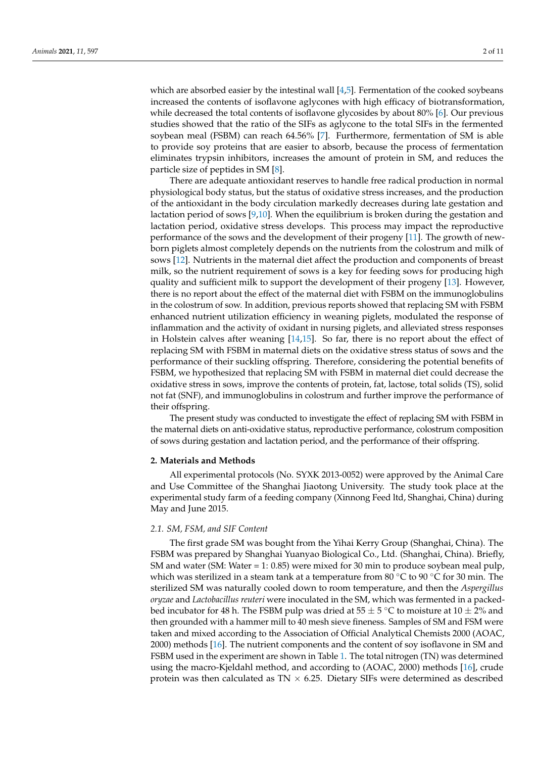which are absorbed easier by the intestinal wall [4,5]. Fermentation of the cooked soybeans increased the contents of isoflavone aglycones with high efficacy of biotransformation, while decreased the total contents of isoflavone glycosides by about 80% [6]. Our previous studies showed that the ratio of the SIFs as aglycone to the total SIFs in the fermented soybean meal (FSBM) can reach 64.56% [7]. Furthermore, fermentation of SM is able to provide soy proteins that are easier to absorb, because the process of fermentation eliminates trypsin inhibitors, increases the amount of protein in SM, and reduces the particle size of peptides in SM [8].

There are adequate antioxidant reserves to handle free radical production in normal physiological body status, but the status of oxidative stress increases, and the production of the antioxidant in the body circulation markedly decreases during late gestation and lactation period of sows [9,10]. When the equilibrium is broken during the gestation and lactation period, oxidative stress develops. This process may impact the reproductive performance of the sows and the development of their progeny [11]. The growth of newborn piglets almost completely depends on the nutrients from the colostrum and milk of sows [12]. Nutrients in the maternal diet affect the production and components of breast milk, so the nutrient requirement of sows is a key for feeding sows for producing high quality and sufficient milk to support the development of their progeny [13]. However, there is no report about the effect of the maternal diet with FSBM on the immunoglobulins in the colostrum of sow. In addition, previous reports showed that replacing SM with FSBM enhanced nutrient utilization efficiency in weaning piglets, modulated the response of inflammation and the activity of oxidant in nursing piglets, and alleviated stress responses in Holstein calves after weaning [14,15]. So far, there is no report about the effect of replacing SM with FSBM in maternal diets on the oxidative stress status of sows and the performance of their suckling offspring. Therefore, considering the potential benefits of FSBM, we hypothesized that replacing SM with FSBM in maternal diet could decrease the oxidative stress in sows, improve the contents of protein, fat, lactose, total solids (TS), solid not fat (SNF), and immunoglobulins in colostrum and further improve the performance of their offspring.

The present study was conducted to investigate the effect of replacing SM with FSBM in the maternal diets on anti-oxidative status, reproductive performance, colostrum composition of sows during gestation and lactation period, and the performance of their offspring.

## 2. Materials and Methods

All experimental protocols (No. SYXK 2013-0052) were approved by the Animal Care and Use Committee of the Shanghai Jiaotong University. The study took place at the experimental study farm of a feeding company (Xinnong Feed ltd, Shanghai, China) during May and June 2015.

### 2.1. SM, FSM, and SIF Content

The first grade SM was bought from the Yihai Kerry Group (Shanghai, China). The FSBM was prepared by Shanghai Yuanyao Biological Co., Ltd. (Shanghai, China). Briefly, SM and water (SM: Water = 1: 0.85) were mixed for 30 min to produce soybean meal pulp, which was sterilized in a steam tank at a temperature from 80 °C to 90 °C for 30 min. The sterilized SM was naturally cooled down to room temperature, and then the *Aspergillus oryzae* and *Lactobacillus reuteri* were inoculated in the SM, which was fermented in a packed-bed incubator for 48 h. The FSBM pulp was dried at 55 ± 5 °C to moisture at 10 ± 2% and then grounded with a hammer mill to 40 mesh sieve fineness. Samples of SM and FSM were taken and mixed according to the Association of Official Analytical Chemists 2000 (AOAC, 2000) methods [16]. The nutrient components and the content of soy isoflavone in SM and FSBM used in the experiment are shown in Table 1. The total nitrogen (TN) was determined using the macro-Kjeldahl method, and according to (AOAC, 2000) methods [16], crude protein was then calculated as TN × 6.25. Dietary SIFs were determined as described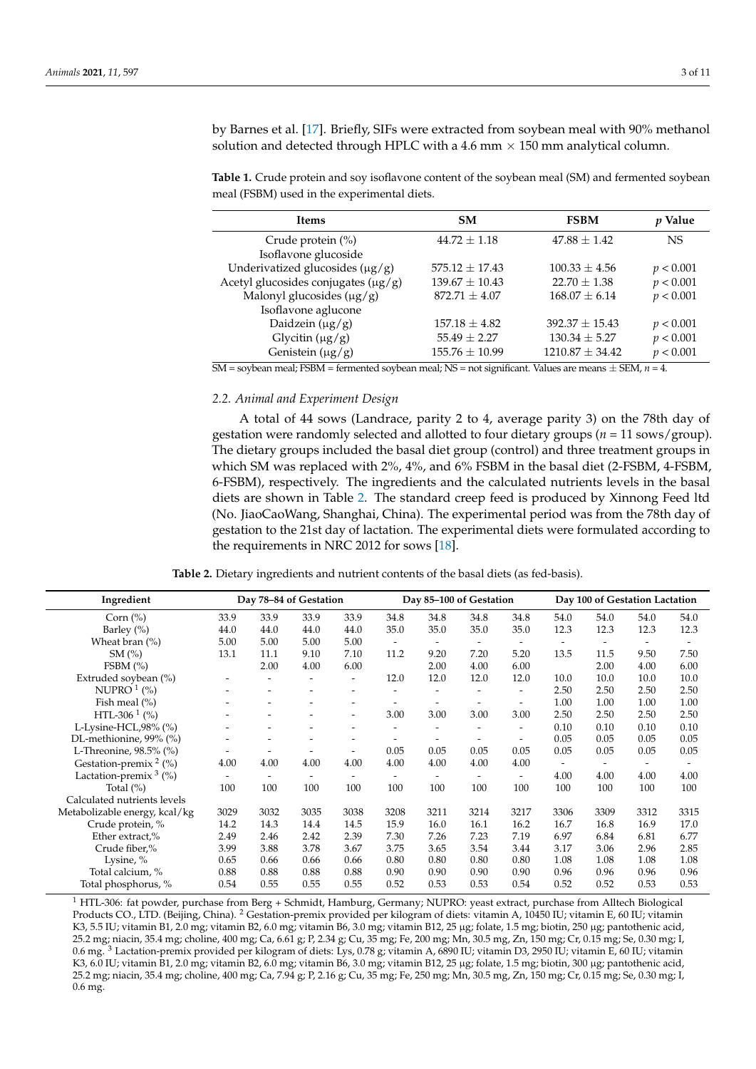by Barnes et al. [17]. Briefly, SIFs were extracted from soybean meal with 90% methanol solution and detected through HPLC with a 4.6 mm × 150 mm analytical column.

**Table 1.** Crude protein and soy isoflavone content of the soybean meal (SM) and fermented soybean meal (FSBM) used in the experimental diets.

| Items | SM | FSBM | *p* Value |
|---|---|---|---|
| Crude protein (%) | 44.72 ± 1.18 | 47.88 ± 1.42 | NS |
| Isoflavone glucoside | | | |
| Underivatized glucosides (μg/g) | 575.12 ± 17.43 | 100.33 ± 4.56 | $p < 0.001$ |
| Acetyl glucosides conjugates (μg/g) | 139.67 ± 10.43 | 22.70 ± 1.38 | $p < 0.001$ |
| Malonyl glucosides (μg/g) | 872.71 ± 4.07 | 168.07 ± 6.14 | $p < 0.001$ |
| Isoflavone aglucone | | | |
| Daidzein (μg/g) | 157.18 ± 4.82 | 392.37 ± 15.43 | $p < 0.001$ |
| Glycitin (μg/g) | 55.49 ± 2.27 | 130.34 ± 5.27 | $p < 0.001$ |
| Genistein (μg/g) | 155.76 ± 10.99 | 1210.87 ± 34.42 | $p < 0.001$ |

SM = soybean meal; FSBM = fermented soybean meal; NS = not significant. Values are means ± SEM, *n* = 4.

### 2.2. Animal and Experiment Design

A total of 44 sows (Landrace, parity 2 to 4, average parity 3) on the 78th day of gestation were randomly selected and allotted to four dietary groups (*n* = 11 sows/group). The dietary groups included the basal diet group (control) and three treatment groups in which SM was replaced with 2%, 4%, and 6% FSBM in the basal diet (2-FSBM, 4-FSBM, 6-FSBM), respectively. The ingredients and the calculated nutrients levels in the basal diets are shown in Table 2. The standard creep feed is produced by Xinnong Feed ltd (No. JiaoCaoWang, Shanghai, China). The experimental period was from the 78th day of gestation to the 21st day of lactation. The experimental diets were formulated according to the requirements in NRC 2012 for sows [18].

**Table 2.** Dietary ingredients and nutrient contents of the basal diets (as fed-basis).

| Ingredient | Day 78–84 of Gestation | | | | Day 85–100 of Gestation | | | | Day 100 of Gestation Lactation | | | |
|---|---|---|---|---|---|---|---|---|---|---|---|---|
| Corn (%) | 33.9 | 33.9 | 33.9 | 33.9 | 34.8 | 34.8 | 34.8 | 34.8 | 54.0 | 54.0 | 54.0 | 54.0 |
| Barley (%) | 44.0 | 44.0 | 44.0 | 44.0 | 35.0 | 35.0 | 35.0 | 35.0 | 12.3 | 12.3 | 12.3 | 12.3 |
| Wheat bran (%) | 5.00 | 5.00 | 5.00 | 5.00 | - | - | - | - | - | - | - | - |
| SM (%) | 13.1 | 11.1 | 9.10 | 7.10 | 11.2 | 9.20 | 7.20 | 5.20 | 13.5 | 11.5 | 9.50 | 7.50 |
| FSBM (%) | | 2.00 | 4.00 | 6.00 | | 2.00 | 4.00 | 6.00 | | 2.00 | 4.00 | 6.00 |
| Extruded soybean (%) | - | - | - | - | 12.0 | 12.0 | 12.0 | 12.0 | 10.0 | 10.0 | 10.0 | 10.0 |
| NUPRO [1] (%) | - | - | - | - | - | - | - | - | 2.50 | 2.50 | 2.50 | 2.50 |
| Fish meal (%) | - | - | - | - | - | - | - | - | 1.00 | 1.00 | 1.00 | 1.00 |
| HTL-306 [1] (%) | - | - | - | - | 3.00 | 3.00 | 3.00 | 3.00 | 2.50 | 2.50 | 2.50 | 2.50 |
| L-Lysine-HCL,98% (%) | - | - | - | - | - | - | - | - | 0.10 | 0.10 | 0.10 | 0.10 |
| DL-methionine, 99% (%) | - | - | - | - | - | - | - | - | 0.05 | 0.05 | 0.05 | 0.05 |
| L-Threonine, 98.5% (%) | - | - | - | - | 0.05 | 0.05 | 0.05 | 0.05 | 0.05 | 0.05 | 0.05 | 0.05 |
| Gestation-premix [2] (%) | 4.00 | 4.00 | 4.00 | 4.00 | 4.00 | 4.00 | 4.00 | 4.00 | - | - | - | - |
| Lactation-premix [3] (%) | - | - | - | - | - | - | - | - | 4.00 | 4.00 | 4.00 | 4.00 |
| Total (%) | 100 | 100 | 100 | 100 | 100 | 100 | 100 | 100 | 100 | 100 | 100 | 100 |
| Calculated nutrients levels | | | | | | | | | | | | |
| Metabolizable energy, kcal/kg | 3029 | 3032 | 3035 | 3038 | 3208 | 3211 | 3214 | 3217 | 3306 | 3309 | 3312 | 3315 |
| Crude protein, % | 14.2 | 14.3 | 14.4 | 14.5 | 15.9 | 16.0 | 16.1 | 16.2 | 16.7 | 16.8 | 16.9 | 17.0 |
| Ether extract,% | 2.49 | 2.46 | 2.42 | 2.39 | 7.30 | 7.26 | 7.23 | 7.19 | 6.97 | 6.84 | 6.81 | 6.77 |
| Crude fiber,% | 3.99 | 3.88 | 3.78 | 3.67 | 3.75 | 3.65 | 3.54 | 3.44 | 3.17 | 3.06 | 2.96 | 2.85 |
| Lysine, % | 0.65 | 0.66 | 0.66 | 0.66 | 0.80 | 0.80 | 0.80 | 0.80 | 1.08 | 1.08 | 1.08 | 1.08 |
| Total calcium, % | 0.88 | 0.88 | 0.88 | 0.88 | 0.90 | 0.90 | 0.90 | 0.90 | 0.96 | 0.96 | 0.96 | 0.96 |
| Total phosphorus, % | 0.54 | 0.55 | 0.55 | 0.55 | 0.52 | 0.53 | 0.53 | 0.54 | 0.52 | 0.52 | 0.53 | 0.53 |

[1] HTL-306: fat powder, purchase from Berg + Schmidt, Hamburg, Germany; NUPRO: yeast extract, purchase from Alltech Biological Products CO., LTD. (Beijing, China). [2] Gestation-premix provided per kilogram of diets: vitamin A, 10450 IU; vitamin E, 60 IU; vitamin K3, 5.5 IU; vitamin B1, 2.0 mg; vitamin B2, 6.0 mg; vitamin B6, 3.0 mg; vitamin B12, 25 μg; folate, 1.5 mg; biotin, 250 μg; pantothenic acid, 25.2 mg; niacin, 35.4 mg; choline, 400 mg; Ca, 6.61 g; P, 2.34 g; Cu, 35 mg; Fe, 200 mg; Mn, 30.5 mg, Zn, 150 mg; Cr, 0.15 mg; Se, 0.30 mg; I, 0.6 mg. [3] Lactation-premix provided per kilogram of diets: Lys, 0.78 g; vitamin A, 6890 IU; vitamin D3, 2950 IU; vitamin E, 60 IU; vitamin K3, 6.0 IU; vitamin B1, 2.0 mg; vitamin B2, 6.0 mg; vitamin B6, 3.0 mg; vitamin B12, 25 μg; folate, 1.5 mg; biotin, 300 μg; pantothenic acid, 25.2 mg; niacin, 35.4 mg; choline, 400 mg; Ca, 7.94 g; P, 2.16 g; Cu, 35 mg; Fe, 250 mg; Mn, 30.5 mg, Zn, 150 mg; Cr, 0.15 mg; Se, 0.30 mg; I, 0.6 mg.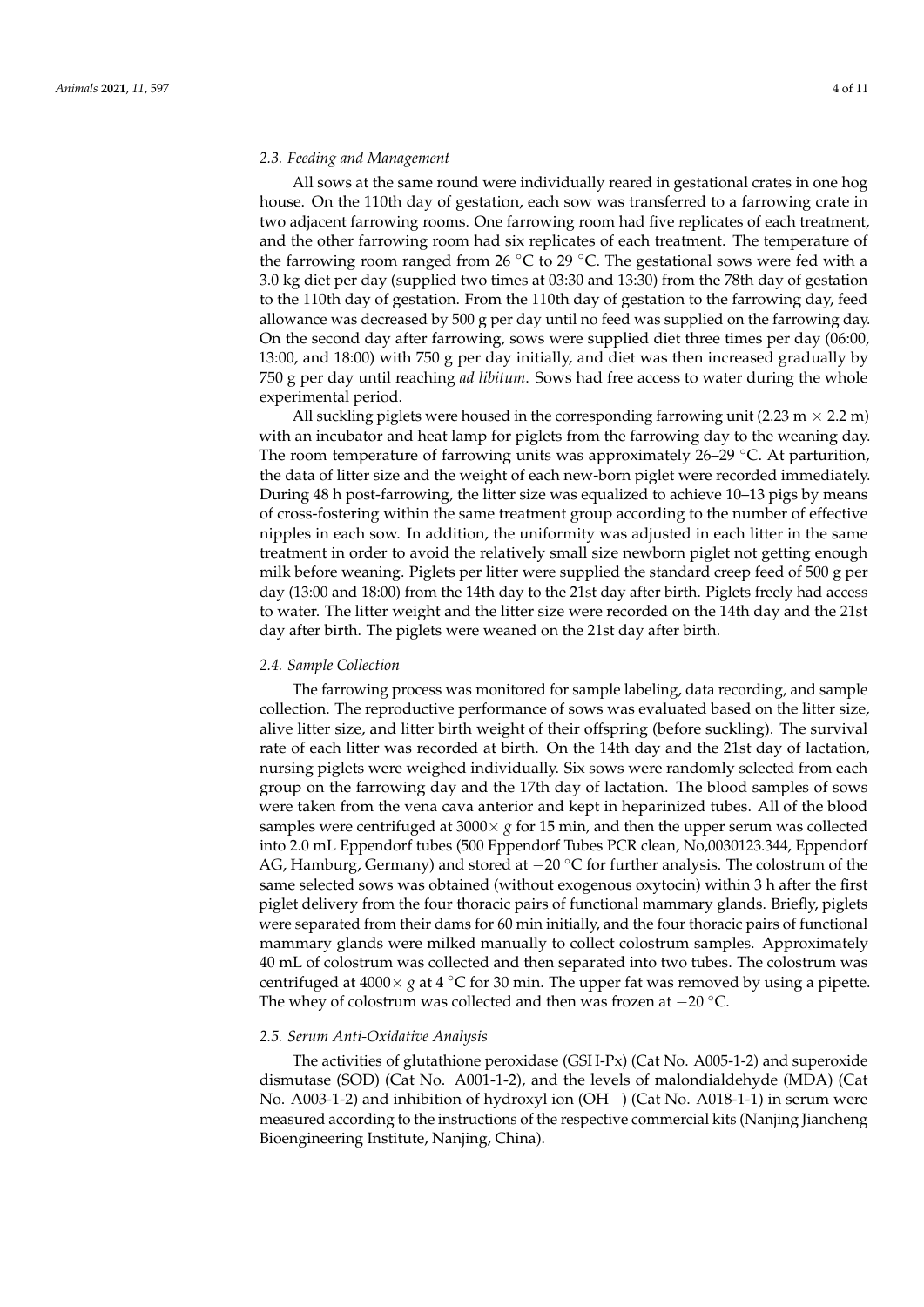### 2.3. Feeding and Management

All sows at the same round were individually reared in gestational crates in one hog house. On the 110th day of gestation, each sow was transferred to a farrowing crate in two adjacent farrowing rooms. One farrowing room had five replicates of each treatment, and the other farrowing room had six replicates of each treatment. The temperature of the farrowing room ranged from 26 °C to 29 °C. The gestational sows were fed with a 3.0 kg diet per day (supplied two times at 03:30 and 13:30) from the 78th day of gestation to the 110th day of gestation. From the 110th day of gestation to the farrowing day, feed allowance was decreased by 500 g per day until no feed was supplied on the farrowing day. On the second day after farrowing, sows were supplied diet three times per day (06:00, 13:00, and 18:00) with 750 g per day initially, and diet was then increased gradually by 750 g per day until reaching *ad libitum*. Sows had free access to water during the whole experimental period.

All suckling piglets were housed in the corresponding farrowing unit (2.23 m × 2.2 m) with an incubator and heat lamp for piglets from the farrowing day to the weaning day. The room temperature of farrowing units was approximately 26–29 °C. At parturition, the data of litter size and the weight of each new-born piglet were recorded immediately. During 48 h post-farrowing, the litter size was equalized to achieve 10–13 pigs by means of cross-fostering within the same treatment group according to the number of effective nipples in each sow. In addition, the uniformity was adjusted in each litter in the same treatment in order to avoid the relatively small size newborn piglet not getting enough milk before weaning. Piglets per litter were supplied the standard creep feed of 500 g per day (13:00 and 18:00) from the 14th day to the 21st day after birth. Piglets freely had access to water. The litter weight and the litter size were recorded on the 14th day and the 21st day after birth. The piglets were weaned on the 21st day after birth.

### 2.4. Sample Collection

The farrowing process was monitored for sample labeling, data recording, and sample collection. The reproductive performance of sows was evaluated based on the litter size, alive litter size, and litter birth weight of their offspring (before suckling). The survival rate of each litter was recorded at birth. On the 14th day and the 21st day of lactation, nursing piglets were weighed individually. Six sows were randomly selected from each group on the farrowing day and the 17th day of lactation. The blood samples of sows were taken from the vena cava anterior and kept in heparinized tubes. All of the blood samples were centrifuged at 3000× *g* for 15 min, and then the upper serum was collected into 2.0 mL Eppendorf tubes (500 Eppendorf Tubes PCR clean, No,0030123.344, Eppendorf AG, Hamburg, Germany) and stored at −20 °C for further analysis. The colostrum of the same selected sows was obtained (without exogenous oxytocin) within 3 h after the first piglet delivery from the four thoracic pairs of functional mammary glands. Briefly, piglets were separated from their dams for 60 min initially, and the four thoracic pairs of functional mammary glands were milked manually to collect colostrum samples. Approximately 40 mL of colostrum was collected and then separated into two tubes. The colostrum was centrifuged at 4000× *g* at 4 °C for 30 min. The upper fat was removed by using a pipette. The whey of colostrum was collected and then was frozen at −20 °C.

### 2.5. Serum Anti-Oxidative Analysis

The activities of glutathione peroxidase (GSH-Px) (Cat No. A005-1-2) and superoxide dismutase (SOD) (Cat No. A001-1-2), and the levels of malondialdehyde (MDA) (Cat No. A003-1-2) and inhibition of hydroxyl ion (OH−) (Cat No. A018-1-1) in serum were measured according to the instructions of the respective commercial kits (Nanjing Jiancheng Bioengineering Institute, Nanjing, China).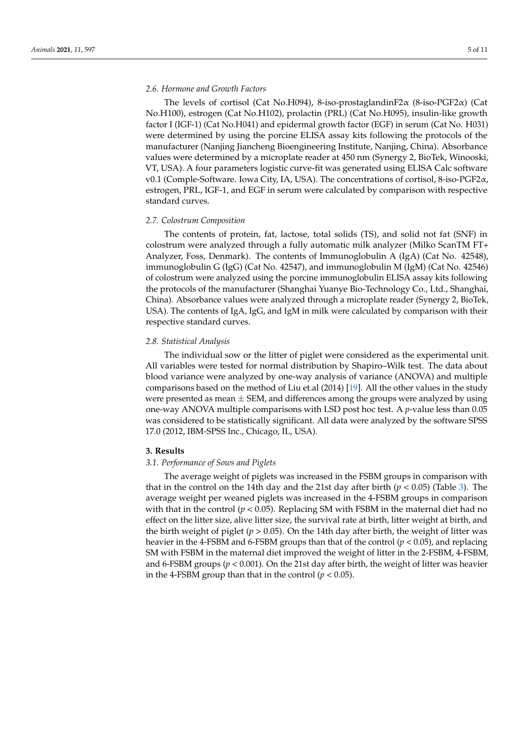### 2.6. Hormone and Growth Factors

The levels of cortisol (Cat No.H094), 8-iso-prostaglandinF2α (8-iso-PGF2α) (Cat No.H100), estrogen (Cat No.H102), prolactin (PRL) (Cat No.H095), insulin-like growth factor I (IGF-1) (Cat No.H041) and epidermal growth factor (EGF) in serum (Cat No. H031) were determined by using the porcine ELISA assay kits following the protocols of the manufacturer (Nanjing Jiancheng Bioengineering Institute, Nanjing, China). Absorbance values were determined by a microplate reader at 450 nm (Synergy 2, BioTek, Winooski, VT, USA). A four parameters logistic curve-fit was generated using ELISA Calc software v0.1 (Comple-Software. Iowa City, IA, USA). The concentrations of cortisol, 8-iso-PGF2α, estrogen, PRL, IGF-1, and EGF in serum were calculated by comparison with respective standard curves.

### 2.7. Colostrum Composition

The contents of protein, fat, lactose, total solids (TS), and solid not fat (SNF) in colostrum were analyzed through a fully automatic milk analyzer (Milko ScanTM FT+ Analyzer, Foss, Denmark). The contents of Immunoglobulin A (IgA) (Cat No. 42548), immunoglobulin G (IgG) (Cat No. 42547), and immunoglobulin M (IgM) (Cat No. 42546) of colostrum were analyzed using the porcine immunoglobulin ELISA assay kits following the protocols of the manufacturer (Shanghai Yuanye Bio-Technology Co., Ltd., Shanghai, China). Absorbance values were analyzed through a microplate reader (Synergy 2, BioTek, USA). The contents of IgA, IgG, and IgM in milk were calculated by comparison with their respective standard curves.

### 2.8. Statistical Analysis

The individual sow or the litter of piglet were considered as the experimental unit. All variables were tested for normal distribution by Shapiro–Wilk test. The data about blood variance were analyzed by one-way analysis of variance (ANOVA) and multiple comparisons based on the method of Liu et.al (2014) [19]. All the other values in the study were presented as mean ± SEM, and differences among the groups were analyzed by using one-way ANOVA multiple comparisons with LSD post hoc test. A *p*-value less than 0.05 was considered to be statistically significant. All data were analyzed by the software SPSS 17.0 (2012, IBM-SPSS Inc., Chicago, IL, USA).

## 3. Results

### 3.1. Performance of Sows and Piglets

The average weight of piglets was increased in the FSBM groups in comparison with that in the control on the 14th day and the 21st day after birth ($p < 0.05$) (Table 3). The average weight per weaned piglets was increased in the 4-FSBM groups in comparison with that in the control ($p < 0.05$). Replacing SM with FSBM in the maternal diet had no effect on the litter size, alive litter size, the survival rate at birth, litter weight at birth, and the birth weight of piglet ($p > 0.05$). On the 14th day after birth, the weight of litter was heavier in the 4-FSBM and 6-FSBM groups than that of the control ($p < 0.05$), and replacing SM with FSBM in the maternal diet improved the weight of litter in the 2-FSBM, 4-FSBM, and 6-FSBM groups ($p < 0.001$). On the 21st day after birth, the weight of litter was heavier in the 4-FSBM group than that in the control ($p < 0.05$).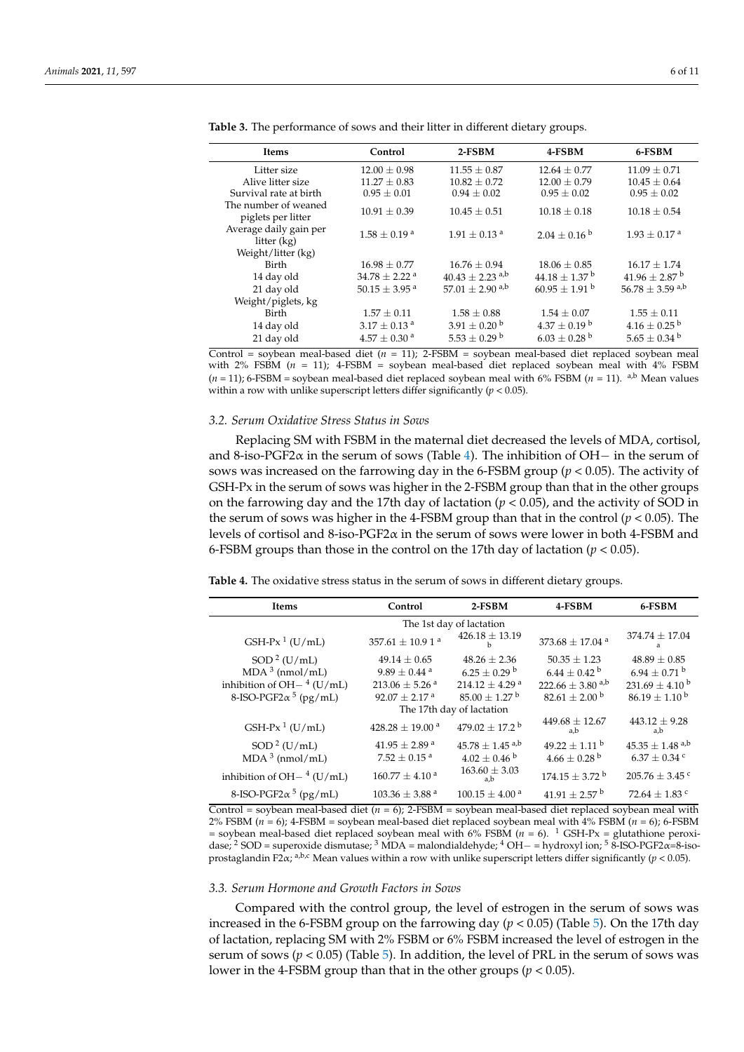**Table 3.** The performance of sows and their litter in different dietary groups.

| Items | Control | 2-FSBM | 4-FSBM | 6-FSBM |
|---|---|---|---|---|
| Litter size | 12.00 ± 0.98 | 11.55 ± 0.87 | 12.64 ± 0.77 | 11.09 ± 0.71 |
| Alive litter size | 11.27 ± 0.83 | 10.82 ± 0.72 | 12.00 ± 0.79 | 10.45 ± 0.64 |
| Survival rate at birth | 0.95 ± 0.01 | 0.94 ± 0.02 | 0.95 ± 0.02 | 0.95 ± 0.02 |
| The number of weaned piglets per litter | 10.91 ± 0.39 | 10.45 ± 0.51 | 10.18 ± 0.18 | 10.18 ± 0.54 |
| Average daily gain per litter (kg) | 1.58 ± 0.19 [a] | 1.91 ± 0.13 [a] | 2.04 ± 0.16 [b] | 1.93 ± 0.17 [a] |
| Weight/litter (kg) | | | | |
| Birth | 16.98 ± 0.77 | 16.76 ± 0.94 | 18.06 ± 0.85 | 16.17 ± 1.74 |
| 14 day old | 34.78 ± 2.22 [a] | 40.43 ± 2.23 [a,b] | 44.18 ± 1.37 [b] | 41.96 ± 2.87 [b] |
| 21 day old | 50.15 ± 3.95 [a] | 57.01 ± 2.90 [a,b] | 60.95 ± 1.91 [b] | 56.78 ± 3.59 [a,b] |
| Weight/piglets, kg | | | | |
| Birth | 1.57 ± 0.11 | 1.58 ± 0.88 | 1.54 ± 0.07 | 1.55 ± 0.11 |
| 14 day old | 3.17 ± 0.13 [a] | 3.91 ± 0.20 [b] | 4.37 ± 0.19 [b] | 4.16 ± 0.25 [b] |
| 21 day old | 4.57 ± 0.30 [a] | 5.53 ± 0.29 [b] | 6.03 ± 0.28 [b] | 5.65 ± 0.34 [b] |

Control = soybean meal-based diet ($n$ = 11); 2-FSBM = soybean meal-based diet replaced soybean meal with 2% FSBM ($n$ = 11); 4-FSBM = soybean meal-based diet replaced soybean meal with 4% FSBM ($n$ = 11); 6-FSBM = soybean meal-based diet replaced soybean meal with 6% FSBM ($n$ = 11). [a,b] Mean values within a row with unlike superscript letters differ significantly ($p < 0.05$).

### 3.2. Serum Oxidative Stress Status in Sows

Replacing SM with FSBM in the maternal diet decreased the levels of MDA, cortisol, and 8-iso-PGF2α in the serum of sows (Table 4). The inhibition of OH− in the serum of sows was increased on the farrowing day in the 6-FSBM group ($p < 0.05$). The activity of GSH-Px in the serum of sows was higher in the 2-FSBM group than that in the other groups on the farrowing day and the 17th day of lactation ($p < 0.05$), and the activity of SOD in the serum of sows was higher in the 4-FSBM group than that in the control ($p < 0.05$). The levels of cortisol and 8-iso-PGF2α in the serum of sows were lower in both 4-FSBM and 6-FSBM groups than those in the control on the 17th day of lactation ($p < 0.05$).

**Table 4.** The oxidative stress status in the serum of sows in different dietary groups.

| Items | Control | 2-FSBM | 4-FSBM | 6-FSBM |
|---|---|---|---|---|
| | | The 1st day of lactation | | |
| GSH-Px [1] (U/mL) | 357.61 ± 10.9 1 [a] | 426.18 ± 13.19 [b] | 373.68 ± 17.04 [a] | 374.74 ± 17.04 [a] |
| SOD [2] (U/mL) | 49.14 ± 0.65 | 48.26 ± 2.36 | 50.35 ± 1.23 | 48.89 ± 0.85 |
| MDA [3] (nmol/mL) | 9.89 ± 0.44 [a] | 6.25 ± 0.29 [b] | 6.44 ± 0.42 [b] | 6.94 ± 0.71 [b] |
| inhibition of OH− [4] (U/mL) | 213.06 ± 5.26 [a] | 214.12 ± 4.29 [a] | 222.66 ± 3.80 [a,b] | 231.69 ± 4.10 [b] |
| 8-ISO-PGF2α [5] (pg/mL) | 92.07 ± 2.17 [a] | 85.00 ± 1.27 [b] | 82.61 ± 2.00 [b] | 86.19 ± 1.10 [b] |
| | | The 17th day of lactation | | |
| GSH-Px [1] (U/mL) | 428.28 ± 19.00 [a] | 479.02 ± 17.2 [b] | 449.68 ± 12.67 [a,b] | 443.12 ± 9.28 [a,b] |
| SOD [2] (U/mL) | 41.95 ± 2.89 [a] | 45.78 ± 1.45 [a,b] | 49.22 ± 1.11 [b] | 45.35 ± 1.48 [a,b] |
| MDA [3] (nmol/mL) | 7.52 ± 0.15 [a] | 4.02 ± 0.46 [b] | 4.66 ± 0.28 [b] | 6.37 ± 0.34 [c] |
| inhibition of OH− [4] (U/mL) | 160.77 ± 4.10 [a] | 163.60 ± 3.03 [a,b] | 174.15 ± 3.72 [b] | 205.76 ± 3.45 [c] |
| 8-ISO-PGF2α [5] (pg/mL) | 103.36 ± 3.88 [a] | 100.15 ± 4.00 [a] | 41.91 ± 2.57 [b] | 72.64 ± 1.83 [c] |

Control = soybean meal-based diet ($n$ = 6); 2-FSBM = soybean meal-based diet replaced soybean meal with 2% FSBM ($n$ = 6); 4-FSBM = soybean meal-based diet replaced soybean meal with 4% FSBM ($n$ = 6); 6-FSBM = soybean meal-based diet replaced soybean meal with 6% FSBM ($n$ = 6). [1] GSH-Px = glutathione peroxidase; [2] SOD = superoxide dismutase; [3] MDA = malondialdehyde; [4] OH− = hydroxyl ion; [5] 8-ISO-PGF2α=8-iso-prostaglandin F2α; [a,b,c] Mean values within a row with unlike superscript letters differ significantly ($p < 0.05$).

### 3.3. Serum Hormone and Growth Factors in Sows

Compared with the control group, the level of estrogen in the serum of sows was increased in the 6-FSBM group on the farrowing day ($p < 0.05$) (Table 5). On the 17th day of lactation, replacing SM with 2% FSBM or 6% FSBM increased the level of estrogen in the serum of sows ($p < 0.05$) (Table 5). In addition, the level of PRL in the serum of sows was lower in the 4-FSBM group than that in the other groups ($p < 0.05$).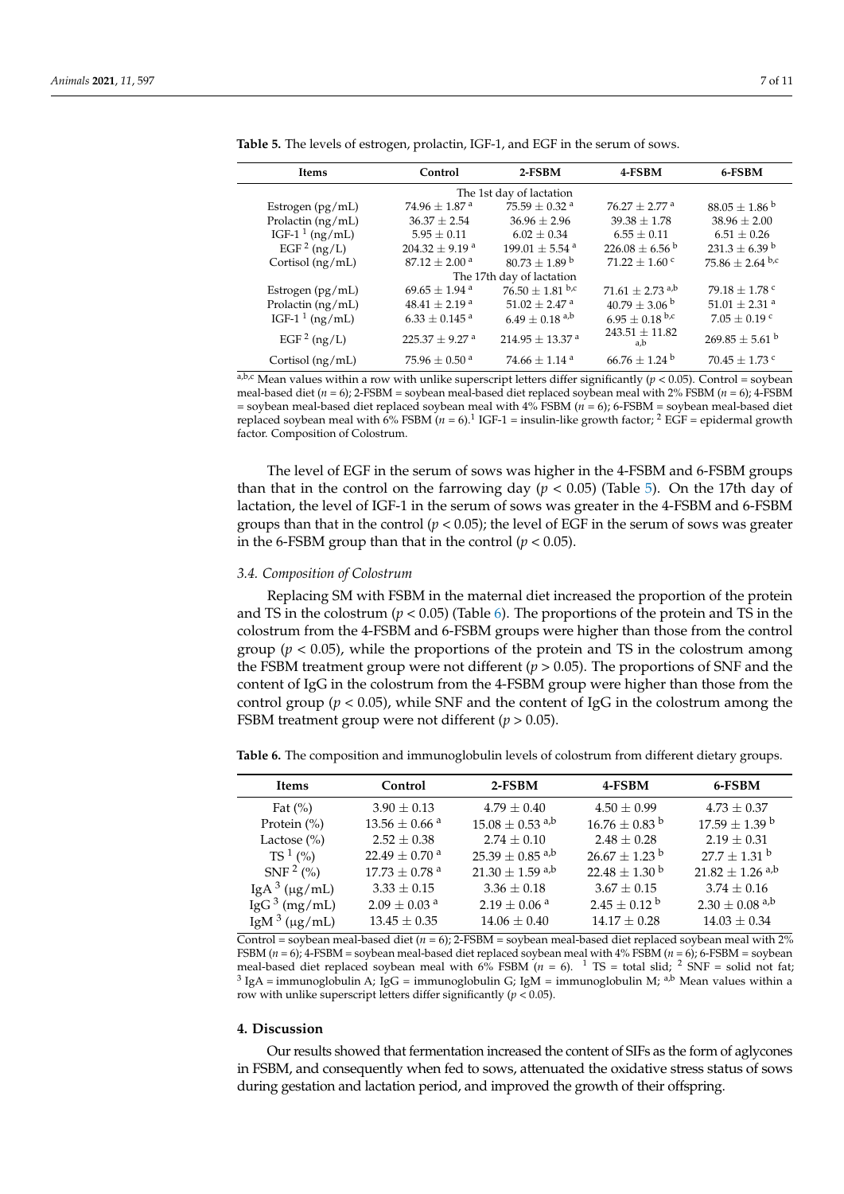**Table 5.** The levels of estrogen, prolactin, IGF-1, and EGF in the serum of sows.

| Items | Control | 2-FSBM | 4-FSBM | 6-FSBM |
|---|---|---|---|---|
| | | The 1st day of lactation | | |
| Estrogen (pg/mL) | $74.96 \pm 1.87^{a}$ | $75.59 \pm 0.32^{a}$ | $76.27 \pm 2.77^{a}$ | $88.05 \pm 1.86^{b}$ |
| Prolactin (ng/mL) | $36.37 \pm 2.54$ | $36.96 \pm 2.96$ | $39.38 \pm 1.78$ | $38.96 \pm 2.00$ |
| IGF-1 [1] (ng/mL) | $5.95 \pm 0.11$ | $6.02 \pm 0.34$ | $6.55 \pm 0.11$ | $6.51 \pm 0.26$ |
| EGF [2] (ng/L) | $204.32 \pm 9.19^{a}$ | $199.01 \pm 5.54^{a}$ | $226.08 \pm 6.56^{b}$ | $231.3 \pm 6.39^{b}$ |
| Cortisol (ng/mL) | $87.12 \pm 2.00^{a}$ | $80.73 \pm 1.89^{b}$ | $71.22 \pm 1.60^{c}$ | $75.86 \pm 2.64^{b,c}$ |
| | | The 17th day of lactation | | |
| Estrogen (pg/mL) | $69.65 \pm 1.94^{a}$ | $76.50 \pm 1.81^{b,c}$ | $71.61 \pm 2.73^{a,b}$ | $79.18 \pm 1.78^{c}$ |
| Prolactin (ng/mL) | $48.41 \pm 2.19^{a}$ | $51.02 \pm 2.47^{a}$ | $40.79 \pm 3.06^{b}$ | $51.01 \pm 2.31^{a}$ |
| IGF-1 [1] (ng/mL) | $6.33 \pm 0.145^{a}$ | $6.49 \pm 0.18^{a,b}$ | $6.95 \pm 0.18^{b,c}$ | $7.05 \pm 0.19^{c}$ |
| EGF [2] (ng/L) | $225.37 \pm 9.27^{a}$ | $214.95 \pm 13.37^{a}$ | $243.51 \pm 11.82^{a,b}$ | $269.85 \pm 5.61^{b}$ |
| Cortisol (ng/mL) | $75.96 \pm 0.50^{a}$ | $74.66 \pm 1.14^{a}$ | $66.76 \pm 1.24^{b}$ | $70.45 \pm 1.73^{c}$ |

a,b,c Mean values within a row with unlike superscript letters differ significantly ($p < 0.05$). Control = soybean meal-based diet ($n = 6$); 2-FSBM = soybean meal-based diet replaced soybean meal with 2% FSBM ($n = 6$); 4-FSBM = soybean meal-based diet replaced soybean meal with 4% FSBM ($n = 6$); 6-FSBM = soybean meal-based diet replaced soybean meal with 6% FSBM ($n = 6$).[1] IGF-1 = insulin-like growth factor; [2] EGF = epidermal growth factor. Composition of Colostrum.

The level of EGF in the serum of sows was higher in the 4-FSBM and 6-FSBM groups than that in the control on the farrowing day ($p < 0.05$) (Table 5). On the 17th day of lactation, the level of IGF-1 in the serum of sows was greater in the 4-FSBM and 6-FSBM groups than that in the control ($p < 0.05$); the level of EGF in the serum of sows was greater in the 6-FSBM group than that in the control ($p < 0.05$).

### 3.4. Composition of Colostrum

Replacing SM with FSBM in the maternal diet increased the proportion of the protein and TS in the colostrum ($p < 0.05$) (Table 6). The proportions of the protein and TS in the colostrum from the 4-FSBM and 6-FSBM groups were higher than those from the control group ($p < 0.05$), while the proportions of the protein and TS in the colostrum among the FSBM treatment group were not different ($p > 0.05$). The proportions of SNF and the content of IgG in the colostrum from the 4-FSBM group were higher than those from the control group ($p < 0.05$), while SNF and the content of IgG in the colostrum among the FSBM treatment group were not different ($p > 0.05$).

**Table 6.** The composition and immunoglobulin levels of colostrum from different dietary groups.

| Items | Control | 2-FSBM | 4-FSBM | 6-FSBM |
|---|---|---|---|---|
| Fat (%) | $3.90 \pm 0.13$ | $4.79 \pm 0.40$ | $4.50 \pm 0.99$ | $4.73 \pm 0.37$ |
| Protein (%) | $13.56 \pm 0.66^{a}$ | $15.08 \pm 0.53^{a,b}$ | $16.76 \pm 0.83^{b}$ | $17.59 \pm 1.39^{b}$ |
| Lactose (%) | $2.52 \pm 0.38$ | $2.74 \pm 0.10$ | $2.48 \pm 0.28$ | $2.19 \pm 0.31$ |
| TS [1] (%) | $22.49 \pm 0.70^{a}$ | $25.39 \pm 0.85^{a,b}$ | $26.67 \pm 1.23^{b}$ | $27.7 \pm 1.31^{b}$ |
| SNF [2] (%) | $17.73 \pm 0.78^{a}$ | $21.30 \pm 1.59^{a,b}$ | $22.48 \pm 1.30^{b}$ | $21.82 \pm 1.26^{a,b}$ |
| IgA [3] (μg/mL) | $3.33 \pm 0.15$ | $3.36 \pm 0.18$ | $3.67 \pm 0.15$ | $3.74 \pm 0.16$ |
| IgG [3] (mg/mL) | $2.09 \pm 0.03^{a}$ | $2.19 \pm 0.06^{a}$ | $2.45 \pm 0.12^{b}$ | $2.30 \pm 0.08^{a,b}$ |
| IgM [3] (μg/mL) | $13.45 \pm 0.35$ | $14.06 \pm 0.40$ | $14.17 \pm 0.28$ | $14.03 \pm 0.34$ |

Control = soybean meal-based diet ($n = 6$); 2-FSBM = soybean meal-based diet replaced soybean meal with 2% FSBM ($n = 6$); 4-FSBM = soybean meal-based diet replaced soybean meal with 4% FSBM ($n = 6$); 6-FSBM = soybean meal-based diet replaced soybean meal with 6% FSBM ($n = 6$). [1] TS = total slid; [2] SNF = solid not fat; [3] IgA = immunoglobulin A; IgG = immunoglobulin G; IgM = immunoglobulin M; a,b Mean values within a row with unlike superscript letters differ significantly ($p < 0.05$).

## 4. Discussion

Our results showed that fermentation increased the content of SIFs as the form of aglycones in FSBM, and consequently when fed to sows, attenuated the oxidative stress status of sows during gestation and lactation period, and improved the growth of their offspring.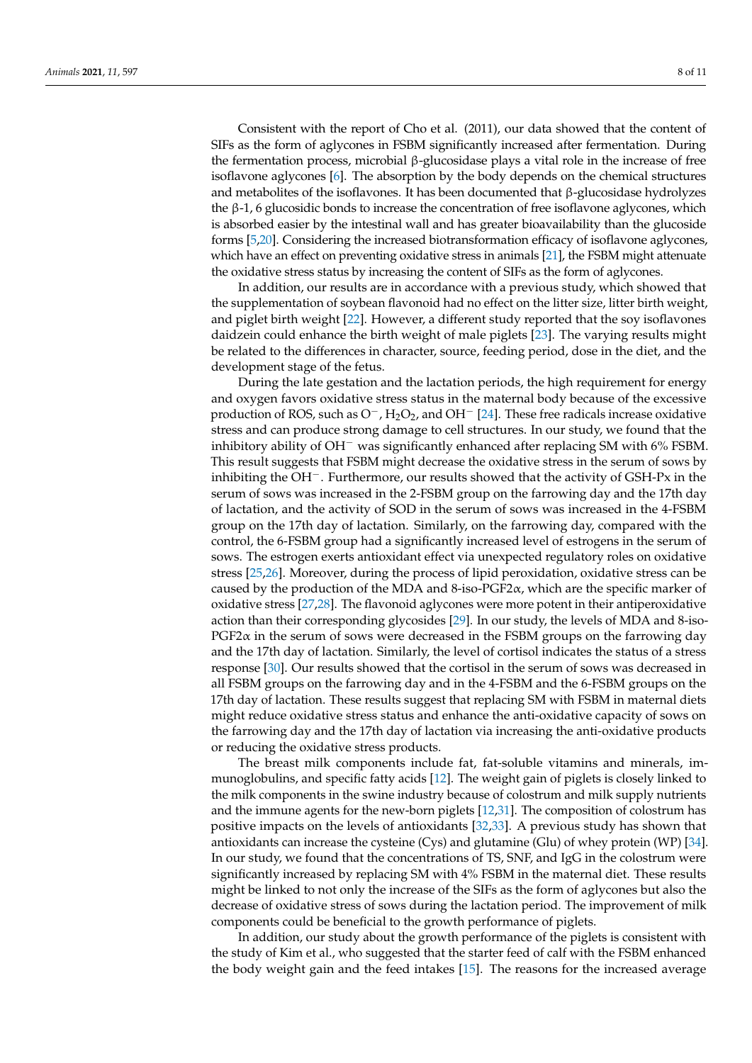Consistent with the report of Cho et al. (2011), our data showed that the content of SIFs as the form of aglycones in FSBM significantly increased after fermentation. During the fermentation process, microbial β-glucosidase plays a vital role in the increase of free isoflavone aglycones [6]. The absorption by the body depends on the chemical structures and metabolites of the isoflavones. It has been documented that β-glucosidase hydrolyzes the β-1, 6 glucosidic bonds to increase the concentration of free isoflavone aglycones, which is absorbed easier by the intestinal wall and has greater bioavailability than the glucoside forms [5,20]. Considering the increased biotransformation efficacy of isoflavone aglycones, which have an effect on preventing oxidative stress in animals [21], the FSBM might attenuate the oxidative stress status by increasing the content of SIFs as the form of aglycones.

In addition, our results are in accordance with a previous study, which showed that the supplementation of soybean flavonoid had no effect on the litter size, litter birth weight, and piglet birth weight [22]. However, a different study reported that the soy isoflavones daidzein could enhance the birth weight of male piglets [23]. The varying results might be related to the differences in character, source, feeding period, dose in the diet, and the development stage of the fetus.

During the late gestation and the lactation periods, the high requirement for energy and oxygen favors oxidative stress status in the maternal body because of the excessive production of ROS, such as $O^-$, $H_2O_2$, and $OH^-$ [24]. These free radicals increase oxidative stress and can produce strong damage to cell structures. In our study, we found that the inhibitory ability of $OH^-$ was significantly enhanced after replacing SM with 6% FSBM. This result suggests that FSBM might decrease the oxidative stress in the serum of sows by inhibiting the $OH^-$. Furthermore, our results showed that the activity of GSH-Px in the serum of sows was increased in the 2-FSBM group on the farrowing day and the 17th day of lactation, and the activity of SOD in the serum of sows was increased in the 4-FSBM group on the 17th day of lactation. Similarly, on the farrowing day, compared with the control, the 6-FSBM group had a significantly increased level of estrogens in the serum of sows. The estrogen exerts antioxidant effect via unexpected regulatory roles on oxidative stress [25,26]. Moreover, during the process of lipid peroxidation, oxidative stress can be caused by the production of the MDA and 8-iso-PGF2α, which are the specific marker of oxidative stress [27,28]. The flavonoid aglycones were more potent in their antiperoxidative action than their corresponding glycosides [29]. In our study, the levels of MDA and 8-iso-PGF2α in the serum of sows were decreased in the FSBM groups on the farrowing day and the 17th day of lactation. Similarly, the level of cortisol indicates the status of a stress response [30]. Our results showed that the cortisol in the serum of sows was decreased in all FSBM groups on the farrowing day and in the 4-FSBM and the 6-FSBM groups on the 17th day of lactation. These results suggest that replacing SM with FSBM in maternal diets might reduce oxidative stress status and enhance the anti-oxidative capacity of sows on the farrowing day and the 17th day of lactation via increasing the anti-oxidative products or reducing the oxidative stress products.

The breast milk components include fat, fat-soluble vitamins and minerals, immunoglobulins, and specific fatty acids [12]. The weight gain of piglets is closely linked to the milk components in the swine industry because of colostrum and milk supply nutrients and the immune agents for the new-born piglets [12,31]. The composition of colostrum has positive impacts on the levels of antioxidants [32,33]. A previous study has shown that antioxidants can increase the cysteine (Cys) and glutamine (Glu) of whey protein (WP) [34]. In our study, we found that the concentrations of TS, SNF, and IgG in the colostrum were significantly increased by replacing SM with 4% FSBM in the maternal diet. These results might be linked to not only the increase of the SIFs as the form of aglycones but also the decrease of oxidative stress of sows during the lactation period. The improvement of milk components could be beneficial to the growth performance of piglets.

In addition, our study about the growth performance of the piglets is consistent with the study of Kim et al., who suggested that the starter feed of calf with the FSBM enhanced the body weight gain and the feed intakes [15]. The reasons for the increased average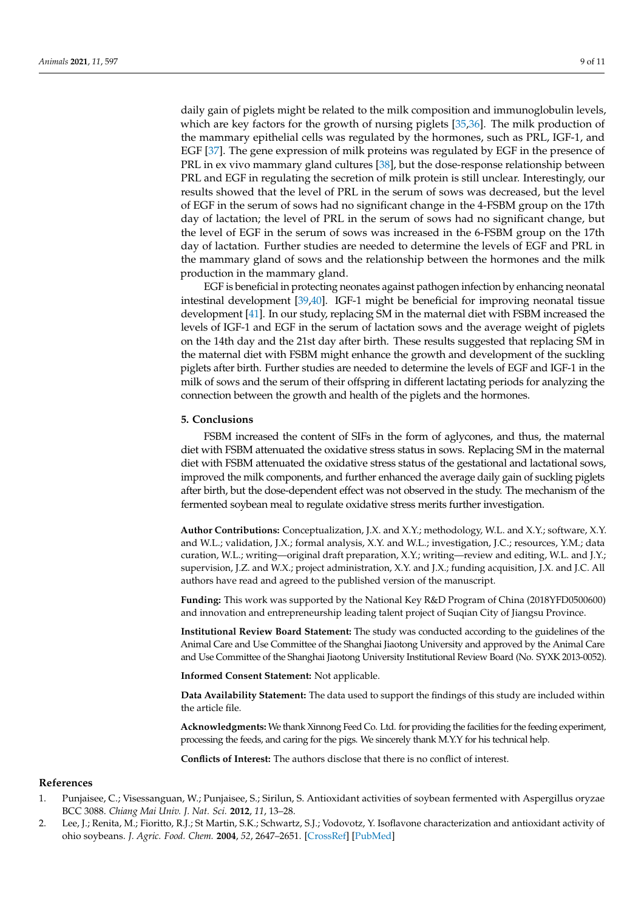daily gain of piglets might be related to the milk composition and immunoglobulin levels, which are key factors for the growth of nursing piglets [35,36]. The milk production of the mammary epithelial cells was regulated by the hormones, such as PRL, IGF-1, and EGF [37]. The gene expression of milk proteins was regulated by EGF in the presence of PRL in ex vivo mammary gland cultures [38], but the dose-response relationship between PRL and EGF in regulating the secretion of milk protein is still unclear. Interestingly, our results showed that the level of PRL in the serum of sows was decreased, but the level of EGF in the serum of sows had no significant change in the 4-FSBM group on the 17th day of lactation; the level of PRL in the serum of sows had no significant change, but the level of EGF in the serum of sows was increased in the 6-FSBM group on the 17th day of lactation. Further studies are needed to determine the levels of EGF and PRL in the mammary gland of sows and the relationship between the hormones and the milk production in the mammary gland.

EGF is beneficial in protecting neonates against pathogen infection by enhancing neonatal intestinal development [39,40]. IGF-1 might be beneficial for improving neonatal tissue development [41]. In our study, replacing SM in the maternal diet with FSBM increased the levels of IGF-1 and EGF in the serum of lactation sows and the average weight of piglets on the 14th day and the 21st day after birth. These results suggested that replacing SM in the maternal diet with FSBM might enhance the growth and development of the suckling piglets after birth. Further studies are needed to determine the levels of EGF and IGF-1 in the milk of sows and the serum of their offspring in different lactating periods for analyzing the connection between the growth and health of the piglets and the hormones.

## 5. Conclusions

FSBM increased the content of SIFs in the form of aglycones, and thus, the maternal diet with FSBM attenuated the oxidative stress status in sows. Replacing SM in the maternal diet with FSBM attenuated the oxidative stress status of the gestational and lactational sows, improved the milk components, and further enhanced the average daily gain of suckling piglets after birth, but the dose-dependent effect was not observed in the study. The mechanism of the fermented soybean meal to regulate oxidative stress merits further investigation.

**Author Contributions:** Conceptualization, J.X. and X.Y.; methodology, W.L. and X.Y.; software, X.Y. and W.L.; validation, J.X.; formal analysis, X.Y. and W.L.; investigation, J.C.; resources, Y.M.; data curation, W.L.; writing—original draft preparation, X.Y.; writing—review and editing, W.L. and J.Y.; supervision, J.Z. and W.X.; project administration, X.Y. and J.X.; funding acquisition, J.X. and J.C. All authors have read and agreed to the published version of the manuscript.

**Funding:** This work was supported by the National Key R&D Program of China (2018YFD0500600) and innovation and entrepreneurship leading talent project of Suqian City of Jiangsu Province.

**Institutional Review Board Statement:** The study was conducted according to the guidelines of the Animal Care and Use Committee of the Shanghai Jiaotong University and approved by the Animal Care and Use Committee of the Shanghai Jiaotong University Institutional Review Board (No. SYXK 2013-0052).

**Informed Consent Statement:** Not applicable.

**Data Availability Statement:** The data used to support the findings of this study are included within the article file.

**Acknowledgments:** We thank Xinnong Feed Co. Ltd. for providing the facilities for the feeding experiment, processing the feeds, and caring for the pigs. We sincerely thank M.Y.Y for his technical help.

**Conflicts of Interest:** The authors disclose that there is no conflict of interest.

## References

1. Punjaisee, C.; Visessanguan, W.; Punjaisee, S.; Sirilun, S. Antioxidant activities of soybean fermented with Aspergillus oryzae BCC 3088. *Chiang Mai Univ. J. Nat. Sci.* **2012**, *11*, 13–28.
2. Lee, J.; Renita, M.; Fioritto, R.J.; St Martin, S.K.; Schwartz, S.J.; Vodovotz, Y. Isoflavone characterization and antioxidant activity of ohio soybeans. *J. Agric. Food. Chem.* **2004**, *52*, 2647–2651. [CrossRef] [PubMed]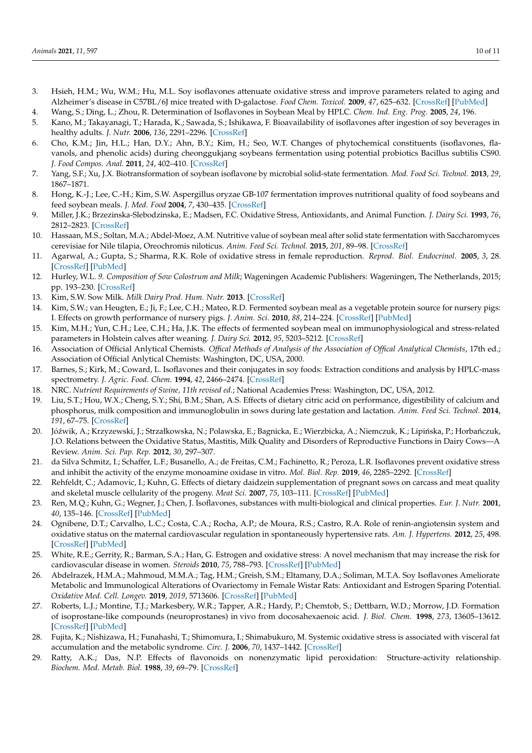3. Hsieh, H.M.; Wu, W.M.; Hu, M.L. Soy isoflavones attenuate oxidative stress and improve parameters related to aging and Alzheimer's disease in C57BL/6J mice treated with D-galactose. *Food Chem. Toxicol.* **2009**, *47*, 625–632. [CrossRef] [PubMed]
4. Wang, S.; Ding, L.; Zhou, R. Determination of Isoflavones in Soybean Meal by HPLC. *Chem. Ind. Eng. Prog.* **2005**, *24*, 196.
5. Kano, M.; Takayanagi, T.; Harada, K.; Sawada, S.; Ishikawa, F. Bioavailability of isoflavones after ingestion of soy beverages in healthy adults. *J. Nutr.* **2006**, *136*, 2291–2296. [CrossRef]
6. Cho, K.M.; Jin, H.L.; Han, D.Y.; Ahn, B.Y.; Kim, H.; Seo, W.T. Changes of phytochemical constituents (isoflavones, flavanols, and phenolic acids) during cheonggukjang soybeans fermentation using potential probiotics Bacillus subtilis CS90. *J. Food Compos. Anal.* **2011**, *24*, 402–410. [CrossRef]
7. Yang, S.F.; Xu, J.X. Biotransformation of soybean isoflavone by microbial solid-state fermentation. *Mod. Food Sci. Technol.* **2013**, *29*, 1867–1871.
8. Hong, K.-J.; Lee, C.-H.; Kim, S.W. Aspergillus oryzae GB-107 fermentation improves nutritional quality of food soybeans and feed soybean meals. *J. Med. Food* **2004**, *7*, 430–435. [CrossRef]
9. Miller, J.K.; Brzezinska-Slebodzinska, E.; Madsen, F.C. Oxidative Stress, Antioxidants, and Animal Function. *J. Dairy Sci.* **1993**, *76*, 2812–2823. [CrossRef]
10. Hassaan, M.S.; Soltan, M.A.; Abdel-Moez, A.M. Nutritive value of soybean meal after solid state fermentation with Saccharomyces cerevisiae for Nile tilapia, Oreochromis niloticus. *Anim. Feed Sci. Technol.* **2015**, *201*, 89–98. [CrossRef]
11. Agarwal, A.; Gupta, S.; Sharma, R.K. Role of oxidative stress in female reproduction. *Reprod. Biol. Endocrinol.* **2005**, *3*, 28. [CrossRef] [PubMed]
12. Hurley, W.L. *9. Composition of Sow Colostrum and Milk*; Wageningen Academic Publishers: Wageningen, The Netherlands, 2015; pp. 193–230. [CrossRef]
13. Kim, S.W. Sow Milk. *Milk Dairy Prod. Hum. Nutr.* **2013**. [CrossRef]
14. Kim, S.W.; van Heugten, E.; Ji, F.; Lee, C.H.; Mateo, R.D. Fermented soybean meal as a vegetable protein source for nursery pigs: I. Effects on growth performance of nursery pigs. *J. Anim. Sci.* **2010**, *88*, 214–224. [CrossRef] [PubMed]
15. Kim, M.H.; Yun, C.H.; Lee, C.H.; Ha, J.K. The effects of fermented soybean meal on immunophysiological and stress-related parameters in Holstein calves after weaning. *J. Dairy Sci.* **2012**, *95*, 5203–5212. [CrossRef]
16. Association of Official Anlytical Chemists. *Offical Methods of Analysis of the Association of Offical Analytical Chemists*, 17th ed.; Association of Official Anlytical Chemists: Washington, DC, USA, 2000.
17. Barnes, S.; Kirk, M.; Coward, L. Isoflavones and their conjugates in soy foods: Extraction conditions and analysis by HPLC-mass spectrometry. *J. Agric. Food. Chem.* **1994**, *42*, 2466–2474. [CrossRef]
18. NRC. *Nutrient Requirements of Swine, 11th revised ed.*; National Academies Press: Washington, DC, USA, 2012.
19. Liu, S.T.; Hou, W.X.; Cheng, S.Y.; Shi, B.M.; Shan, A.S. Effects of dietary citric acid on performance, digestibility of calcium and phosphorus, milk composition and immunoglobulin in sows during late gestation and lactation. *Anim. Feed Sci. Technol.* **2014**, *191*, 67–75. [CrossRef]
20. Jóźwik, A.; Krzyzewski, J.; Strzałkowska, N.; Polawska, E.; Bagnicka, E.; Wierzbicka, A.; Niemczuk, K.; Lipińska, P.; Horbańczuk, J.O. Relations between the Oxidative Status, Mastitis, Milk Quality and Disorders of Reproductive Functions in Dairy Cows—A Review. *Anim. Sci. Pap. Rep.* **2012**, *30*, 297–307.
21. da Silva Schmitz, I.; Schaffer, L.F.; Busanello, A.; de Freitas, C.M.; Fachinetto, R.; Peroza, L.R. Isoflavones prevent oxidative stress and inhibit the activity of the enzyme monoamine oxidase in vitro. *Mol. Biol. Rep.* **2019**, *46*, 2285–2292. [CrossRef]
22. Rehfeldt, C.; Adamovic, I.; Kuhn, G. Effects of dietary daidzein supplementation of pregnant sows on carcass and meat quality and skeletal muscle cellularity of the progeny. *Meat Sci.* **2007**, *75*, 103–111. [CrossRef] [PubMed]
23. Ren, M.Q.; Kuhn, G.; Wegner, J.; Chen, J. Isoflavones, substances with multi-biological and clinical properties. *Eur. J. Nutr.* **2001**, *40*, 135–146. [CrossRef] [PubMed]
24. Ognibene, D.T.; Carvalho, L.C.; Costa, C.A.; Rocha, A.P.; de Moura, R.S.; Castro, R.A. Role of renin-angiotensin system and oxidative status on the maternal cardiovascular regulation in spontaneously hypertensive rats. *Am. J. Hypertens.* **2012**, *25*, 498. [CrossRef] [PubMed]
25. White, R.E.; Gerrity, R.; Barman, S.A.; Han, G. Estrogen and oxidative stress: A novel mechanism that may increase the risk for cardiovascular disease in women. *Steroids* **2010**, *75*, 788–793. [CrossRef] [PubMed]
26. Abdelrazek, H.M.A.; Mahmoud, M.M.A.; Tag, H.M.; Greish, S.M.; Eltamany, D.A.; Soliman, M.T.A. Soy Isoflavones Ameliorate Metabolic and Immunological Alterations of Ovariectomy in Female Wistar Rats: Antioxidant and Estrogen Sparing Potential. *Oxidative Med. Cell. Longev.* **2019**, *2019*, 5713606. [CrossRef] [PubMed]
27. Roberts, L.J.; Montine, T.J.; Markesbery, W.R.; Tapper, A.R.; Hardy, P.; Chemtob, S.; Dettbarn, W.D.; Morrow, J.D. Formation of isoprostane-like compounds (neuroprostanes) in vivo from docosahexaenoic acid. *J. Biol. Chem.* **1998**, *273*, 13605–13612. [CrossRef] [PubMed]
28. Fujita, K.; Nishizawa, H.; Funahashi, T.; Shimomura, I.; Shimabukuro, M. Systemic oxidative stress is associated with visceral fat accumulation and the metabolic syndrome. *Circ. J.* **2006**, *70*, 1437–1442. [CrossRef]
29. Ratty, A.K.; Das, N.P. Effects of flavonoids on nonenzymatic lipid peroxidation: Structure-activity relationship. *Biochem. Med. Metab. Biol.* **1988**, *39*, 69–79. [CrossRef]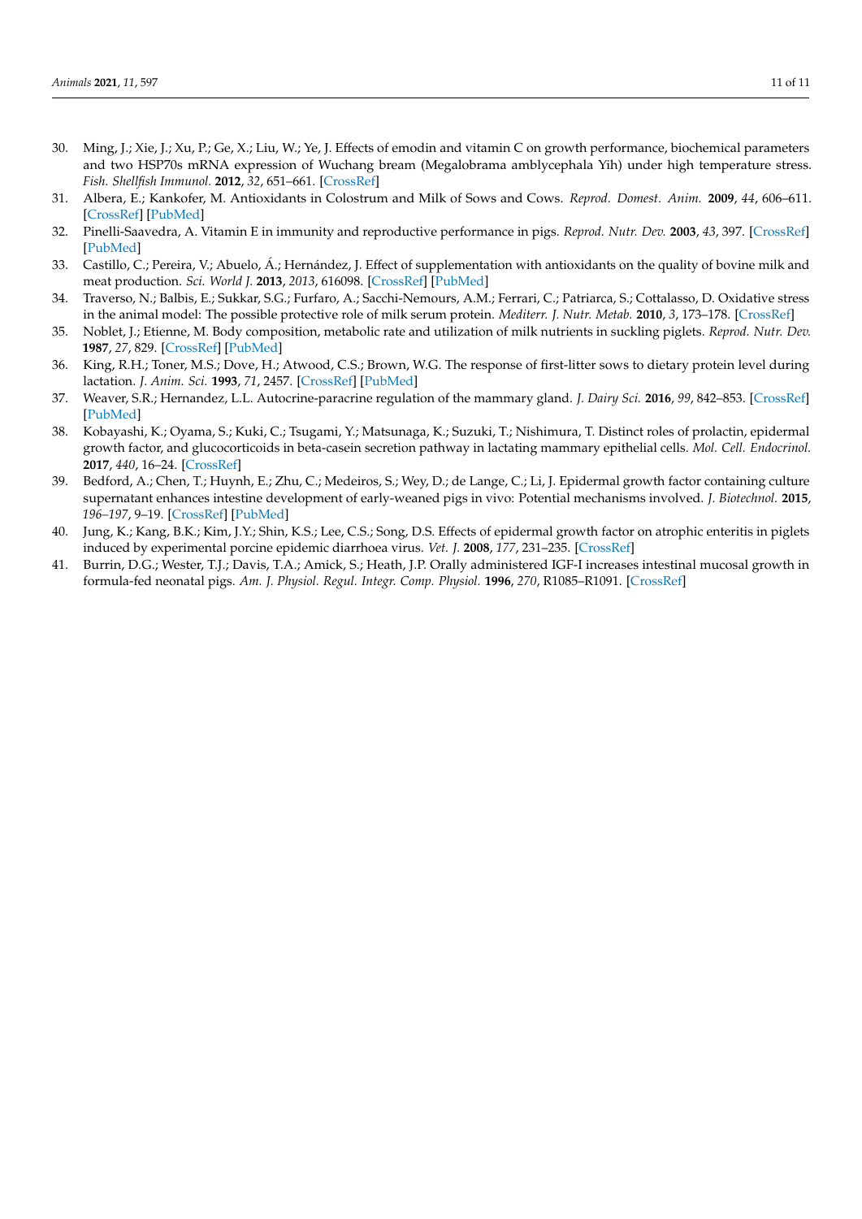30. Ming, J.; Xie, J.; Xu, P.; Ge, X.; Liu, W.; Ye, J. Effects of emodin and vitamin C on growth performance, biochemical parameters and two HSP70s mRNA expression of Wuchang bream (Megalobrama amblycephala Yih) under high temperature stress. *Fish. Shellfish Immunol.* **2012**, *32*, 651–661. [CrossRef]
31. Albera, E.; Kankofer, M. Antioxidants in Colostrum and Milk of Sows and Cows. *Reprod. Domest. Anim.* **2009**, *44*, 606–611. [CrossRef] [PubMed]
32. Pinelli-Saavedra, A. Vitamin E in immunity and reproductive performance in pigs. *Reprod. Nutr. Dev.* **2003**, *43*, 397. [CrossRef] [PubMed]
33. Castillo, C.; Pereira, V.; Abuelo, Á.; Hernández, J. Effect of supplementation with antioxidants on the quality of bovine milk and meat production. *Sci. World J.* **2013**, *2013*, 616098. [CrossRef] [PubMed]
34. Traverso, N.; Balbis, E.; Sukkar, S.G.; Furfaro, A.; Sacchi-Nemours, A.M.; Ferrari, C.; Patriarca, S.; Cottalasso, D. Oxidative stress in the animal model: The possible protective role of milk serum protein. *Mediterr. J. Nutr. Metab.* **2010**, *3*, 173–178. [CrossRef]
35. Noblet, J.; Etienne, M. Body composition, metabolic rate and utilization of milk nutrients in suckling piglets. *Reprod. Nutr. Dev.* **1987**, *27*, 829. [CrossRef] [PubMed]
36. King, R.H.; Toner, M.S.; Dove, H.; Atwood, C.S.; Brown, W.G. The response of first-litter sows to dietary protein level during lactation. *J. Anim. Sci.* **1993**, *71*, 2457. [CrossRef] [PubMed]
37. Weaver, S.R.; Hernandez, L.L. Autocrine-paracrine regulation of the mammary gland. *J. Dairy Sci.* **2016**, *99*, 842–853. [CrossRef] [PubMed]
38. Kobayashi, K.; Oyama, S.; Kuki, C.; Tsugami, Y.; Matsunaga, K.; Suzuki, T.; Nishimura, T. Distinct roles of prolactin, epidermal growth factor, and glucocorticoids in beta-casein secretion pathway in lactating mammary epithelial cells. *Mol. Cell. Endocrinol.* **2017**, *440*, 16–24. [CrossRef]
39. Bedford, A.; Chen, T.; Huynh, E.; Zhu, C.; Medeiros, S.; Wey, D.; de Lange, C.; Li, J. Epidermal growth factor containing culture supernatant enhances intestine development of early-weaned pigs in vivo: Potential mechanisms involved. *J. Biotechnol.* **2015**, *196–197*, 9–19. [CrossRef] [PubMed]
40. Jung, K.; Kang, B.K.; Kim, J.Y.; Shin, K.S.; Lee, C.S.; Song, D.S. Effects of epidermal growth factor on atrophic enteritis in piglets induced by experimental porcine epidemic diarrhoea virus. *Vet. J.* **2008**, *177*, 231–235. [CrossRef]
41. Burrin, D.G.; Wester, T.J.; Davis, T.A.; Amick, S.; Heath, J.P. Orally administered IGF-I increases intestinal mucosal growth in formula-fed neonatal pigs. *Am. J. Physiol. Regul. Integr. Comp. Physiol.* **1996**, *270*, R1085–R1091. [CrossRef]